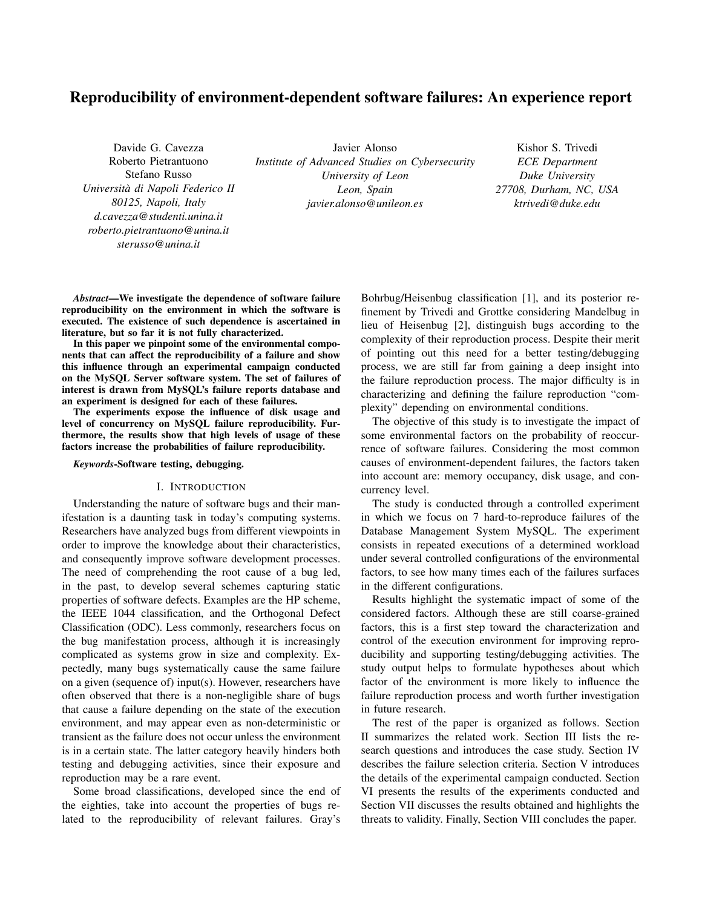# Reproducibility of environment-dependent software failures: An experience report

Davide G. Cavezza
Roberto Pietrantuono
Stefano Russo
*Università di Napoli Federico II*
*80125, Napoli, Italy*
*d.cavezza@studenti.unina.it*
*roberto.pietrantuono@unina.it*
*sterusso@unina.it*

Javier Alonso
*Institute of Advanced Studies on Cybersecurity*
*University of Leon*
*Leon, Spain*
*javier.alonso@unileon.es*

Kishor S. Trivedi
*ECE Department*
*Duke University*
*27708, Durham, NC, USA*
*ktrivedi@duke.edu*

***Abstract*—We investigate the dependence of software failure reproducibility on the environment in which the software is executed. The existence of such dependence is ascertained in literature, but so far it is not fully characterized.**

**In this paper we pinpoint some of the environmental components that can affect the reproducibility of a failure and show this influence through an experimental campaign conducted on the MySQL Server software system. The set of failures of interest is drawn from MySQL's failure reports database and an experiment is designed for each of these failures.**

**The experiments expose the influence of disk usage and level of concurrency on MySQL failure reproducibility. Furthermore, the results show that high levels of usage of these factors increase the probabilities of failure reproducibility.**

***Keywords*-Software testing, debugging.**

## I. Introduction

Understanding the nature of software bugs and their manifestation is a daunting task in today's computing systems. Researchers have analyzed bugs from different viewpoints in order to improve the knowledge about their characteristics, and consequently improve software development processes. The need of comprehending the root cause of a bug led, in the past, to develop several schemes capturing static properties of software defects. Examples are the HP scheme, the IEEE 1044 classification, and the Orthogonal Defect Classification (ODC). Less commonly, researchers focus on the bug manifestation process, although it is increasingly complicated as systems grow in size and complexity. Expectedly, many bugs systematically cause the same failure on a given (sequence of) input(s). However, researchers have often observed that there is a non-negligible share of bugs that cause a failure depending on the state of the execution environment, and may appear even as non-deterministic or transient as the failure does not occur unless the environment is in a certain state. The latter category heavily hinders both testing and debugging activities, since their exposure and reproduction may be a rare event.

Some broad classifications, developed since the end of the eighties, take into account the properties of bugs related to the reproducibility of relevant failures. Gray's Bohrbug/Heisenbug classification [1], and its posterior refinement by Trivedi and Grottke considering Mandelbug in lieu of Heisenbug [2], distinguish bugs according to the complexity of their reproduction process. Despite their merit of pointing out this need for a better testing/debugging process, we are still far from gaining a deep insight into the failure reproduction process. The major difficulty is in characterizing and defining the failure reproduction "complexity" depending on environmental conditions.

The objective of this study is to investigate the impact of some environmental factors on the probability of reoccurrence of software failures. Considering the most common causes of environment-dependent failures, the factors taken into account are: memory occupancy, disk usage, and concurrency level.

The study is conducted through a controlled experiment in which we focus on 7 hard-to-reproduce failures of the Database Management System MySQL. The experiment consists in repeated executions of a determined workload under several controlled configurations of the environmental factors, to see how many times each of the failures surfaces in the different configurations.

Results highlight the systematic impact of some of the considered factors. Although these are still coarse-grained factors, this is a first step toward the characterization and control of the execution environment for improving reproducibility and supporting testing/debugging activities. The study output helps to formulate hypotheses about which factor of the environment is more likely to influence the failure reproduction process and worth further investigation in future research.

The rest of the paper is organized as follows. Section II summarizes the related work. Section III lists the research questions and introduces the case study. Section IV describes the failure selection criteria. Section V introduces the details of the experimental campaign conducted. Section VI presents the results of the experiments conducted and Section VII discusses the results obtained and highlights the threats to validity. Finally, Section VIII concludes the paper.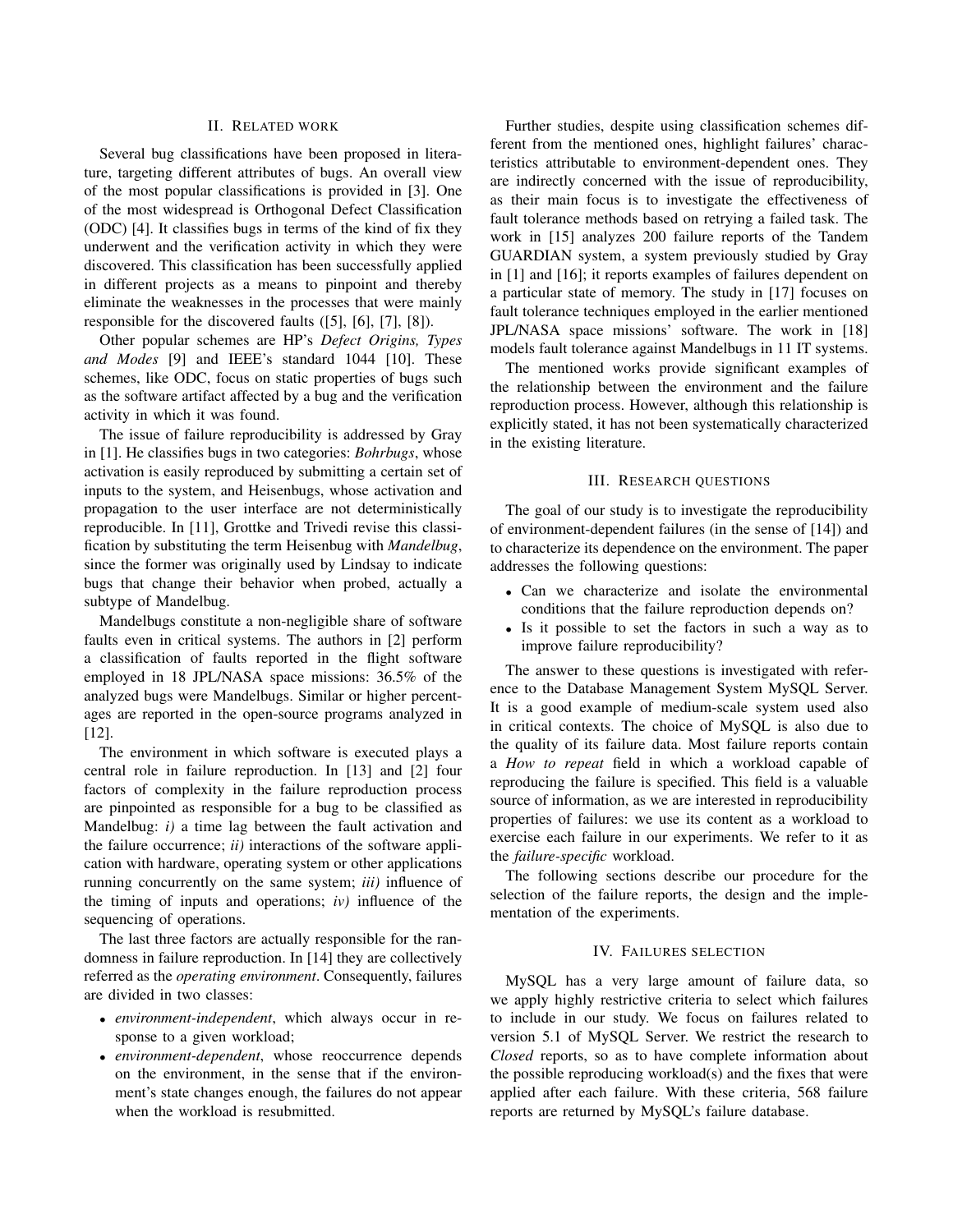## II. Related work

Several bug classifications have been proposed in literature, targeting different attributes of bugs. An overall view of the most popular classifications is provided in [3]. One of the most widespread is Orthogonal Defect Classification (ODC) [4]. It classifies bugs in terms of the kind of fix they underwent and the verification activity in which they were discovered. This classification has been successfully applied in different projects as a means to pinpoint and thereby eliminate the weaknesses in the processes that were mainly responsible for the discovered faults ([5], [6], [7], [8]).

Other popular schemes are HP's *Defect Origins, Types and Modes* [9] and IEEE's standard 1044 [10]. These schemes, like ODC, focus on static properties of bugs such as the software artifact affected by a bug and the verification activity in which it was found.

The issue of failure reproducibility is addressed by Gray in [1]. He classifies bugs in two categories: *Bohrbugs*, whose activation is easily reproduced by submitting a certain set of inputs to the system, and Heisenbugs, whose activation and propagation to the user interface are not deterministically reproducible. In [11], Grottke and Trivedi revise this classification by substituting the term Heisenbug with *Mandelbug*, since the former was originally used by Lindsay to indicate bugs that change their behavior when probed, actually a subtype of Mandelbug.

Mandelbugs constitute a non-negligible share of software faults even in critical systems. The authors in [2] perform a classification of faults reported in the flight software employed in 18 JPL/NASA space missions: 36.5% of the analyzed bugs were Mandelbugs. Similar or higher percentages are reported in the open-source programs analyzed in [12].

The environment in which software is executed plays a central role in failure reproduction. In [13] and [2] four factors of complexity in the failure reproduction process are pinpointed as responsible for a bug to be classified as Mandelbug: *i)* a time lag between the fault activation and the failure occurrence; *ii)* interactions of the software application with hardware, operating system or other applications running concurrently on the same system; *iii)* influence of the timing of inputs and operations; *iv)* influence of the sequencing of operations.

The last three factors are actually responsible for the randomness in failure reproduction. In [14] they are collectively referred as the *operating environment*. Consequently, failures are divided in two classes:

- *environment-independent*, which always occur in response to a given workload;
- *environment-dependent*, whose reoccurrence depends on the environment, in the sense that if the environment's state changes enough, the failures do not appear when the workload is resubmitted.

Further studies, despite using classification schemes different from the mentioned ones, highlight failures' characteristics attributable to environment-dependent ones. They are indirectly concerned with the issue of reproducibility, as their main focus is to investigate the effectiveness of fault tolerance methods based on retrying a failed task. The work in [15] analyzes 200 failure reports of the Tandem GUARDIAN system, a system previously studied by Gray in [1] and [16]; it reports examples of failures dependent on a particular state of memory. The study in [17] focuses on fault tolerance techniques employed in the earlier mentioned JPL/NASA space missions' software. The work in [18] models fault tolerance against Mandelbugs in 11 IT systems.

The mentioned works provide significant examples of the relationship between the environment and the failure reproduction process. However, although this relationship is explicitly stated, it has not been systematically characterized in the existing literature.

## III. Research questions

The goal of our study is to investigate the reproducibility of environment-dependent failures (in the sense of [14]) and to characterize its dependence on the environment. The paper addresses the following questions:

- Can we characterize and isolate the environmental conditions that the failure reproduction depends on?
- Is it possible to set the factors in such a way as to improve failure reproducibility?

The answer to these questions is investigated with reference to the Database Management System MySQL Server. It is a good example of medium-scale system used also in critical contexts. The choice of MySQL is also due to the quality of its failure data. Most failure reports contain a *How to repeat* field in which a workload capable of reproducing the failure is specified. This field is a valuable source of information, as we are interested in reproducibility properties of failures: we use its content as a workload to exercise each failure in our experiments. We refer to it as the *failure-specific* workload.

The following sections describe our procedure for the selection of the failure reports, the design and the implementation of the experiments.

## IV. Failures selection

MySQL has a very large amount of failure data, so we apply highly restrictive criteria to select which failures to include in our study. We focus on failures related to version 5.1 of MySQL Server. We restrict the research to *Closed* reports, so as to have complete information about the possible reproducing workload(s) and the fixes that were applied after each failure. With these criteria, 568 failure reports are returned by MySQL's failure database.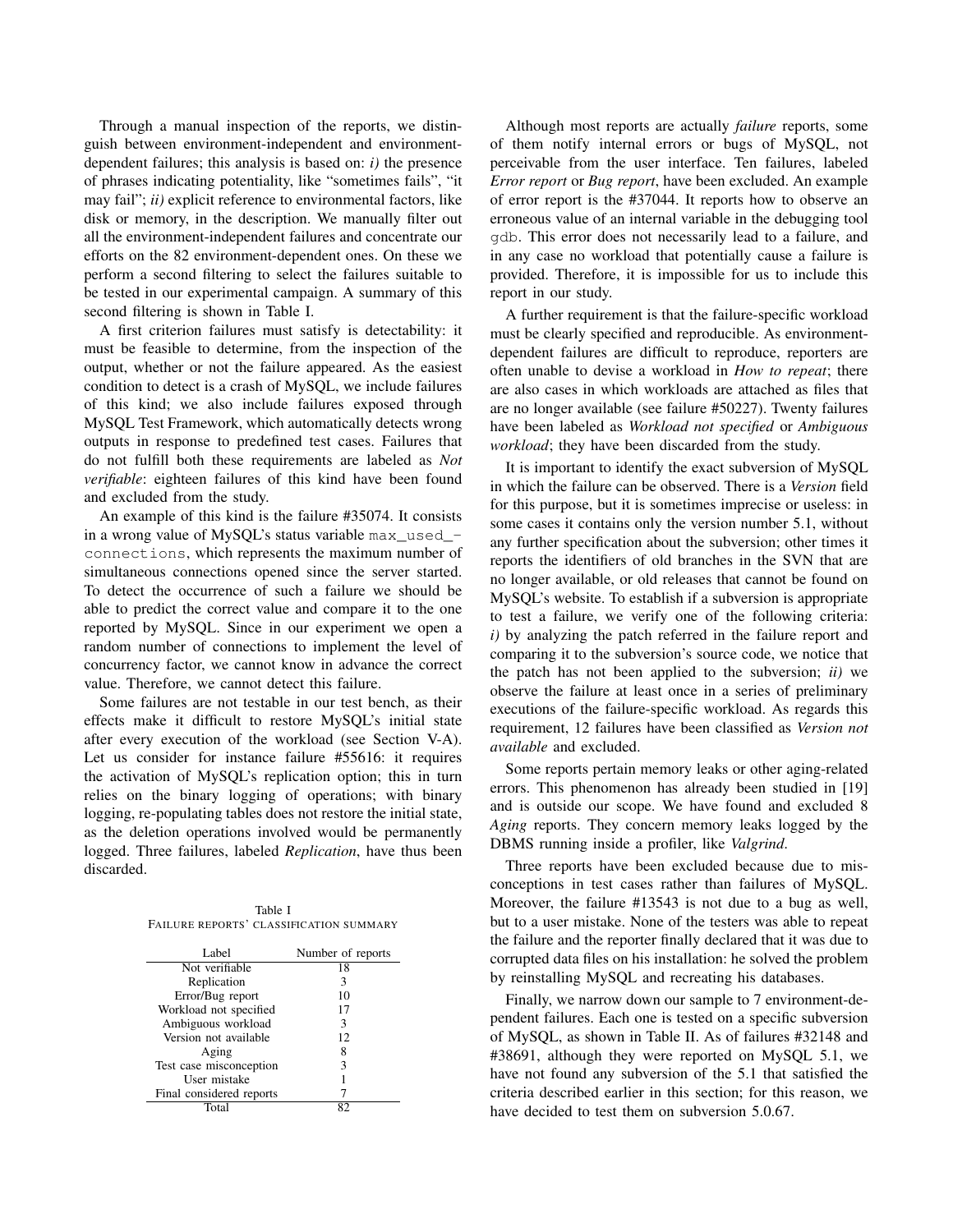Through a manual inspection of the reports, we distinguish between environment-independent and environment-dependent failures; this analysis is based on: *i)* the presence of phrases indicating potentiality, like "sometimes fails", "it may fail"; *ii)* explicit reference to environmental factors, like disk or memory, in the description. We manually filter out all the environment-independent failures and concentrate our efforts on the 82 environment-dependent ones. On these we perform a second filtering to select the failures suitable to be tested in our experimental campaign. A summary of this second filtering is shown in Table I.

A first criterion failures must satisfy is detectability: it must be feasible to determine, from the inspection of the output, whether or not the failure appeared. As the easiest condition to detect is a crash of MySQL, we include failures of this kind; we also include failures exposed through MySQL Test Framework, which automatically detects wrong outputs in response to predefined test cases. Failures that do not fulfill both these requirements are labeled as *Not verifiable*: eighteen failures of this kind have been found and excluded from the study.

An example of this kind is the failure #35074. It consists in a wrong value of MySQL's status variable `max_used_connections`, which represents the maximum number of simultaneous connections opened since the server started. To detect the occurrence of such a failure we should be able to predict the correct value and compare it to the one reported by MySQL. Since in our experiment we open a random number of connections to implement the level of concurrency factor, we cannot know in advance the correct value. Therefore, we cannot detect this failure.

Some failures are not testable in our test bench, as their effects make it difficult to restore MySQL's initial state after every execution of the workload (see Section V-A). Let us consider for instance failure #55616: it requires the activation of MySQL's replication option; this in turn relies on the binary logging of operations; with binary logging, re-populating tables does not restore the initial state, as the deletion operations involved would be permanently logged. Three failures, labeled *Replication*, have thus been discarded.

Table I
FAILURE REPORTS' CLASSIFICATION SUMMARY

| Label | Number of reports |
|---|---|
| Not verifiable | 18 |
| Replication | 3 |
| Error/Bug report | 10 |
| Workload not specified | 17 |
| Ambiguous workload | 3 |
| Version not available | 12 |
| Aging | 8 |
| Test case misconception | 3 |
| User mistake | 1 |
| Final considered reports | 7 |
| Total | 82 |

Although most reports are actually *failure* reports, some of them notify internal errors or bugs of MySQL, not perceivable from the user interface. Ten failures, labeled *Error report* or *Bug report*, have been excluded. An example of error report is the #37044. It reports how to observe an erroneous value of an internal variable in the debugging tool `gdb`. This error does not necessarily lead to a failure, and in any case no workload that potentially cause a failure is provided. Therefore, it is impossible for us to include this report in our study.

A further requirement is that the failure-specific workload must be clearly specified and reproducible. As environment-dependent failures are difficult to reproduce, reporters are often unable to devise a workload in *How to repeat*; there are also cases in which workloads are attached as files that are no longer available (see failure #50227). Twenty failures have been labeled as *Workload not specified* or *Ambiguous workload*; they have been discarded from the study.

It is important to identify the exact subversion of MySQL in which the failure can be observed. There is a *Version* field for this purpose, but it is sometimes imprecise or useless: in some cases it contains only the version number 5.1, without any further specification about the subversion; other times it reports the identifiers of old branches in the SVN that are no longer available, or old releases that cannot be found on MySQL's website. To establish if a subversion is appropriate to test a failure, we verify one of the following criteria: *i)* by analyzing the patch referred in the failure report and comparing it to the subversion's source code, we notice that the patch has not been applied to the subversion; *ii)* we observe the failure at least once in a series of preliminary executions of the failure-specific workload. As regards this requirement, 12 failures have been classified as *Version not available* and excluded.

Some reports pertain memory leaks or other aging-related errors. This phenomenon has already been studied in [19] and is outside our scope. We have found and excluded 8 *Aging* reports. They concern memory leaks logged by the DBMS running inside a profiler, like *Valgrind*.

Three reports have been excluded because due to misconceptions in test cases rather than failures of MySQL. Moreover, the failure #13543 is not due to a bug as well, but to a user mistake. None of the testers was able to repeat the failure and the reporter finally declared that it was due to corrupted data files on his installation: he solved the problem by reinstalling MySQL and recreating his databases.

Finally, we narrow down our sample to 7 environment-dependent failures. Each one is tested on a specific subversion of MySQL, as shown in Table II. As of failures #32148 and #38691, although they were reported on MySQL 5.1, we have not found any subversion of the 5.1 that satisfied the criteria described earlier in this section; for this reason, we have decided to test them on subversion 5.0.67.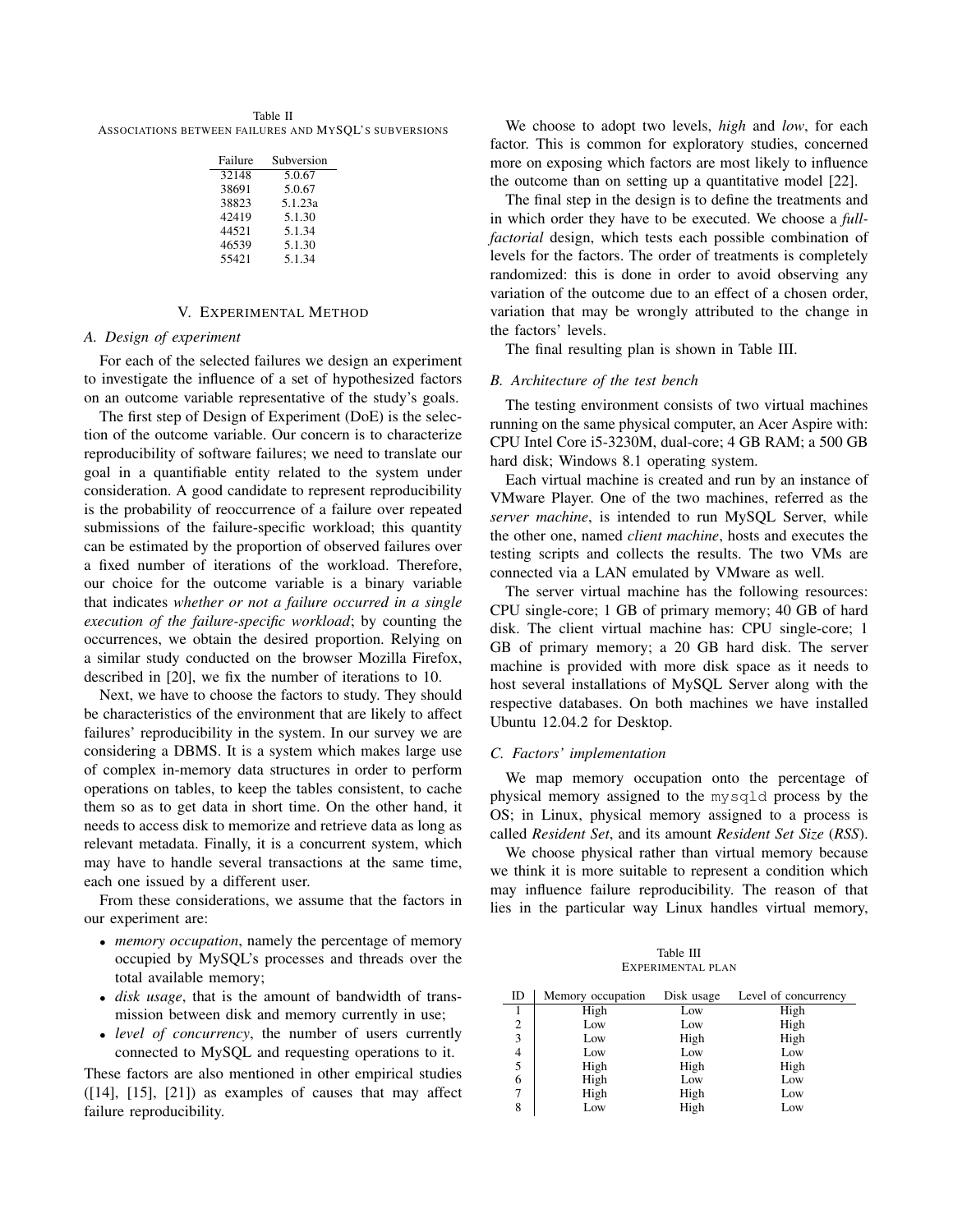Table II
ASSOCIATIONS BETWEEN FAILURES AND MYSQL'S SUBVERSIONS

| Failure | Subversion |
|---|---|
| 32148 | 5.0.67 |
| 38691 | 5.0.67 |
| 38823 | 5.1.23a |
| 42419 | 5.1.30 |
| 44521 | 5.1.34 |
| 46539 | 5.1.30 |
| 55421 | 5.1.34 |

## V. EXPERIMENTAL METHOD

### A. Design of experiment

For each of the selected failures we design an experiment to investigate the influence of a set of hypothesized factors on an outcome variable representative of the study's goals.

The first step of Design of Experiment (DoE) is the selection of the outcome variable. Our concern is to characterize reproducibility of software failures; we need to translate our goal in a quantifiable entity related to the system under consideration. A good candidate to represent reproducibility is the probability of reoccurrence of a failure over repeated submissions of the failure-specific workload; this quantity can be estimated by the proportion of observed failures over a fixed number of iterations of the workload. Therefore, our choice for the outcome variable is a binary variable that indicates *whether or not a failure occurred in a single execution of the failure-specific workload*; by counting the occurrences, we obtain the desired proportion. Relying on a similar study conducted on the browser Mozilla Firefox, described in [20], we fix the number of iterations to 10.

Next, we have to choose the factors to study. They should be characteristics of the environment that are likely to affect failures' reproducibility in the system. In our survey we are considering a DBMS. It is a system which makes large use of complex in-memory data structures in order to perform operations on tables, to keep the tables consistent, to cache them so as to get data in short time. On the other hand, it needs to access disk to memorize and retrieve data as long as relevant metadata. Finally, it is a concurrent system, which may have to handle several transactions at the same time, each one issued by a different user.

From these considerations, we assume that the factors in our experiment are:

- *memory occupation*, namely the percentage of memory occupied by MySQL's processes and threads over the total available memory;
- *disk usage*, that is the amount of bandwidth of transmission between disk and memory currently in use;
- *level of concurrency*, the number of users currently connected to MySQL and requesting operations to it.

These factors are also mentioned in other empirical studies ([14], [15], [21]) as examples of causes that may affect failure reproducibility.

We choose to adopt two levels, *high* and *low*, for each factor. This is common for exploratory studies, concerned more on exposing which factors are most likely to influence the outcome than on setting up a quantitative model [22].

The final step in the design is to define the treatments and in which order they have to be executed. We choose a *full-factorial* design, which tests each possible combination of levels for the factors. The order of treatments is completely randomized: this is done in order to avoid observing any variation of the outcome due to an effect of a chosen order, variation that may be wrongly attributed to the change in the factors' levels.

The final resulting plan is shown in Table III.

### B. Architecture of the test bench

The testing environment consists of two virtual machines running on the same physical computer, an Acer Aspire with: CPU Intel Core i5-3230M, dual-core; 4 GB RAM; a 500 GB hard disk; Windows 8.1 operating system.

Each virtual machine is created and run by an instance of VMware Player. One of the two machines, referred as the *server machine*, is intended to run MySQL Server, while the other one, named *client machine*, hosts and executes the testing scripts and collects the results. The two VMs are connected via a LAN emulated by VMware as well.

The server virtual machine has the following resources: CPU single-core; 1 GB of primary memory; 40 GB of hard disk. The client virtual machine has: CPU single-core; 1 GB of primary memory; a 20 GB hard disk. The server machine is provided with more disk space as it needs to host several installations of MySQL Server along with the respective databases. On both machines we have installed Ubuntu 12.04.2 for Desktop.

### C. Factors' implementation

We map memory occupation onto the percentage of physical memory assigned to the `mysqld` process by the OS; in Linux, physical memory assigned to a process is called *Resident Set*, and its amount *Resident Set Size* (*RSS*).

We choose physical rather than virtual memory because we think it is more suitable to represent a condition which may influence failure reproducibility. The reason of that lies in the particular way Linux handles virtual memory,

Table III
EXPERIMENTAL PLAN

| ID | Memory occupation | Disk usage | Level of concurrency |
|---|---|---|---|
| 1 | High | Low | High |
| 2 | Low | Low | High |
| 3 | Low | High | High |
| 4 | Low | Low | Low |
| 5 | High | High | High |
| 6 | High | Low | Low |
| 7 | High | High | Low |
| 8 | Low | High | Low |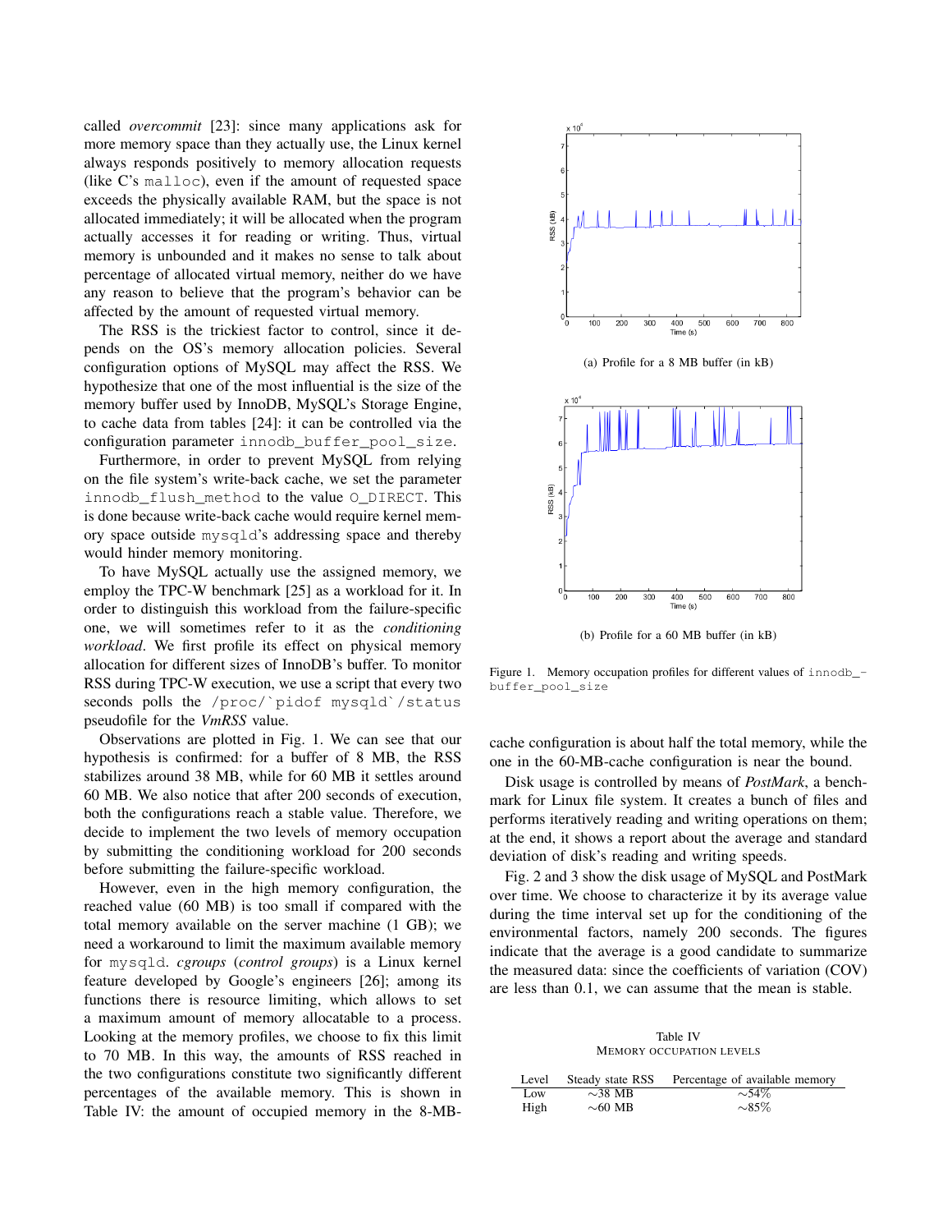called *overcommit* [23]: since many applications ask for more memory space than they actually use, the Linux kernel always responds positively to memory allocation requests (like C's `malloc`), even if the amount of requested space exceeds the physically available RAM, but the space is not allocated immediately; it will be allocated when the program actually accesses it for reading or writing. Thus, virtual memory is unbounded and it makes no sense to talk about percentage of allocated virtual memory, neither do we have any reason to believe that the program's behavior can be affected by the amount of requested virtual memory.

The RSS is the trickiest factor to control, since it depends on the OS's memory allocation policies. Several configuration options of MySQL may affect the RSS. We hypothesize that one of the most influential is the size of the memory buffer used by InnoDB, MySQL's Storage Engine, to cache data from tables [24]: it can be controlled via the configuration parameter `innodb_buffer_pool_size`.

Furthermore, in order to prevent MySQL from relying on the file system's write-back cache, we set the parameter `innodb_flush_method` to the value `O_DIRECT`. This is done because write-back cache would require kernel memory space outside `mysqld`'s addressing space and thereby would hinder memory monitoring.

To have MySQL actually use the assigned memory, we employ the TPC-W benchmark [25] as a workload for it. In order to distinguish this workload from the failure-specific one, we will sometimes refer to it as the *conditioning workload*. We first profile its effect on physical memory allocation for different sizes of InnoDB's buffer. To monitor RSS during TPC-W execution, we use a script that every two seconds polls the `/proc/`pidof mysqld`/status` pseudofile for the *VmRSS* value.

Observations are plotted in Fig. 1. We can see that our hypothesis is confirmed: for a buffer of 8 MB, the RSS stabilizes around 38 MB, while for 60 MB it settles around 60 MB. We also notice that after 200 seconds of execution, both the configurations reach a stable value. Therefore, we decide to implement the two levels of memory occupation by submitting the conditioning workload for 200 seconds before submitting the failure-specific workload.

However, even in the high memory configuration, the reached value (60 MB) is too small if compared with the total memory available on the server machine (1 GB); we need a workaround to limit the maximum available memory for `mysqld`. *cgroups* (*control groups*) is a Linux kernel feature developed by Google's engineers [26]; among its functions there is resource limiting, which allows to set a maximum amount of memory allocatable to a process. Looking at the memory profiles, we choose to fix this limit to 70 MB. In this way, the amounts of RSS reached in the two configurations constitute two significantly different percentages of the available memory. This is shown in Table IV: the amount of occupied memory in the 8-MB-cache configuration is about half the total memory, while the one in the 60-MB-cache configuration is near the bound.

(a) Profile for a 8 MB buffer (in kB)

(b) Profile for a 60 MB buffer (in kB)

Figure 1. Memory occupation profiles for different values of `innodb_buffer_pool_size`

Disk usage is controlled by means of *PostMark*, a benchmark for Linux file system. It creates a bunch of files and performs iteratively reading and writing operations on them; at the end, it shows a report about the average and standard deviation of disk's reading and writing speeds.

Fig. 2 and 3 show the disk usage of MySQL and PostMark over time. We choose to characterize it by its average value during the time interval set up for the conditioning of the environmental factors, namely 200 seconds. The figures indicate that the average is a good candidate to summarize the measured data: since the coefficients of variation (COV) are less than 0.1, we can assume that the mean is stable.

Table IV
MEMORY OCCUPATION LEVELS

| Level | Steady state RSS | Percentage of available memory |
|---|---|---|
| Low | ∼38 MB | ∼54% |
| High | ∼60 MB | ∼85% |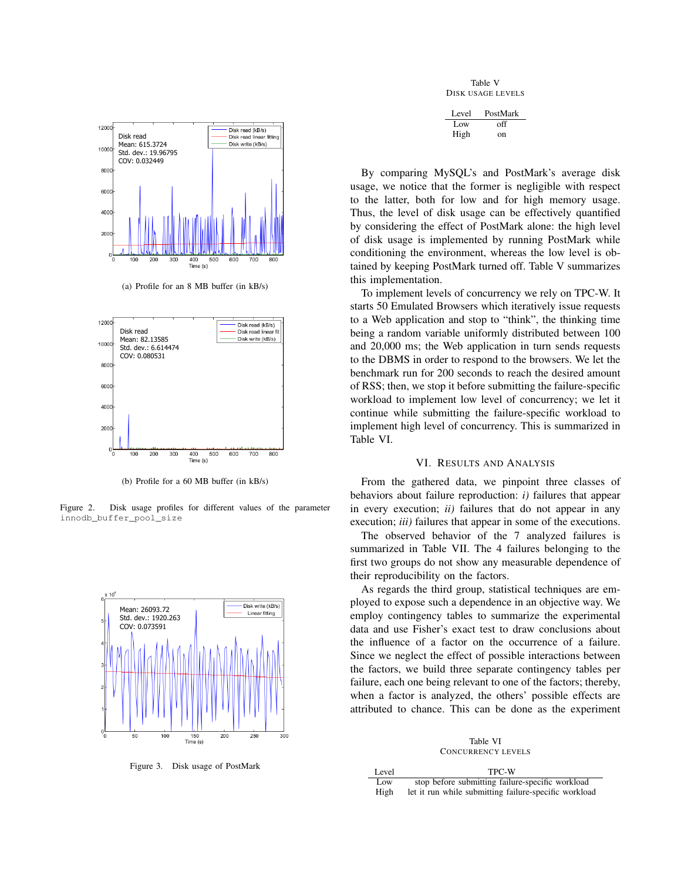(a) Profile for an 8 MB buffer (in kB/s)

(b) Profile for a 60 MB buffer (in kB/s)

Figure 2. Disk usage profiles for different values of the parameter `innodb_buffer_pool_size`

Figure 3. Disk usage of PostMark

Table V
DISK USAGE LEVELS

| Level | PostMark |
|---|---|
| Low | off |
| High | on |

By comparing MySQL's and PostMark's average disk usage, we notice that the former is negligible with respect to the latter, both for low and for high memory usage. Thus, the level of disk usage can be effectively quantified by considering the effect of PostMark alone: the high level of disk usage is implemented by running PostMark while conditioning the environment, whereas the low level is obtained by keeping PostMark turned off. Table V summarizes this implementation.

To implement levels of concurrency we rely on TPC-W. It starts 50 Emulated Browsers which iteratively issue requests to a Web application and stop to "think", the thinking time being a random variable uniformly distributed between 100 and 20,000 ms; the Web application in turn sends requests to the DBMS in order to respond to the browsers. We let the benchmark run for 200 seconds to reach the desired amount of RSS; then, we stop it before submitting the failure-specific workload to implement low level of concurrency; we let it continue while submitting the failure-specific workload to implement high level of concurrency. This is summarized in Table VI.

## VI. Results and Analysis

From the gathered data, we pinpoint three classes of behaviors about failure reproduction: *i)* failures that appear in every execution; *ii)* failures that do not appear in any execution; *iii)* failures that appear in some of the executions.

The observed behavior of the 7 analyzed failures is summarized in Table VII. The 4 failures belonging to the first two groups do not show any measurable dependence of their reproducibility on the factors.

As regards the third group, statistical techniques are employed to expose such a dependence in an objective way. We employ contingency tables to summarize the experimental data and use Fisher's exact test to draw conclusions about the influence of a factor on the occurrence of a failure. Since we neglect the effect of possible interactions between the factors, we build three separate contingency tables per failure, each one being relevant to one of the factors; thereby, when a factor is analyzed, the others' possible effects are attributed to chance. This can be done as the experiment

Table VI
CONCURRENCY LEVELS

| Level | TPC-W |
|---|---|
| Low | stop before submitting failure-specific workload |
| High | let it run while submitting failure-specific workload |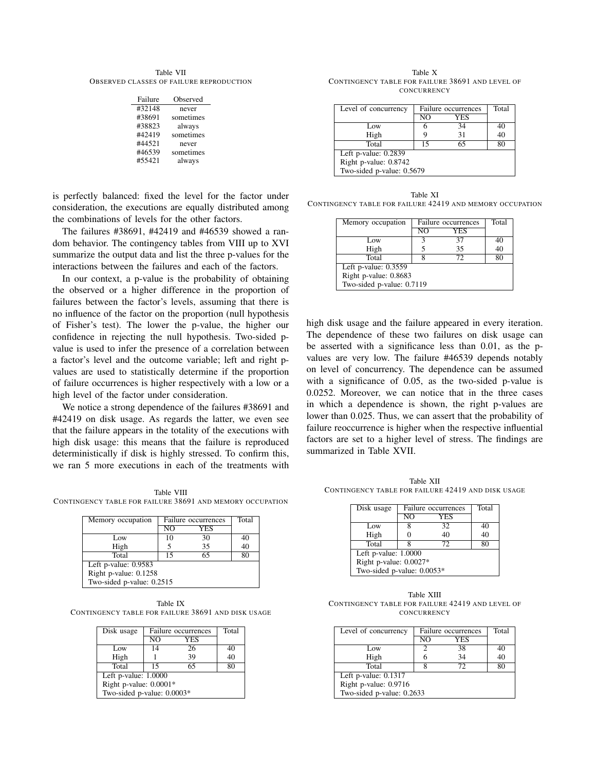Table VII
OBSERVED CLASSES OF FAILURE REPRODUCTION

| Failure | Observed |
|---|---|
| #32148 | never |
| #38691 | sometimes |
| #38823 | always |
| #42419 | sometimes |
| #44521 | never |
| #46539 | sometimes |
| #55421 | always |

is perfectly balanced: fixed the level for the factor under consideration, the executions are equally distributed among the combinations of levels for the other factors.

The failures #38691, #42419 and #46539 showed a random behavior. The contingency tables from VIII up to XVI summarize the output data and list the three p-values for the interactions between the failures and each of the factors.

In our context, a p-value is the probability of obtaining the observed or a higher difference in the proportion of failures between the factor's levels, assuming that there is no influence of the factor on the proportion (null hypothesis of Fisher's test). The lower the p-value, the higher our confidence in rejecting the null hypothesis. Two-sided p-value is used to infer the presence of a correlation between a factor's level and the outcome variable; left and right p-values are used to statistically determine if the proportion of failure occurrences is higher respectively with a low or a high level of the factor under consideration.

We notice a strong dependence of the failures #38691 and #42419 on disk usage. As regards the latter, we even see that the failure appears in the totality of the executions with high disk usage: this means that the failure is reproduced deterministically if disk is highly stressed. To confirm this, we ran 5 more executions in each of the treatments with high disk usage and the failure appeared in every iteration. The dependence of these two failures on disk usage can be asserted with a significance less than 0.01, as the p-values are very low. The failure #46539 depends notably on level of concurrency. The dependence can be assumed with a significance of 0.05, as the two-sided p-value is 0.0252. Moreover, we can notice that in the three cases in which a dependence is shown, the right p-values are lower than 0.025. Thus, we can assert that the probability of failure reoccurrence is higher when the respective influential factors are set to a higher level of stress. The findings are summarized in Table XVII.

Table VIII
CONTINGENCY TABLE FOR FAILURE 38691 AND MEMORY OCCUPATION

| Memory occupation | Failure occurrences | | Total |
|---|---|---|---|
| | NO | YES | |
| Low | 10 | 30 | 40 |
| High | 5 | 35 | 40 |
| Total | 15 | 65 | 80 |
| Left p-value: 0.9583 | | | |
| Right p-value: 0.1258 | | | |
| Two-sided p-value: 0.2515 | | | |

Table IX
CONTINGENCY TABLE FOR FAILURE 38691 AND DISK USAGE

| Disk usage | Failure occurrences | | Total |
|---|---|---|---|
| | NO | YES | |
| Low | 14 | 26 | 40 |
| High | 1 | 39 | 40 |
| Total | 15 | 65 | 80 |
| Left p-value: 1.0000 | | | |
| Right p-value: 0.0001* | | | |
| Two-sided p-value: 0.0003* | | | |

Table X
CONTINGENCY TABLE FOR FAILURE 38691 AND LEVEL OF CONCURRENCY

| Level of concurrency | Failure occurrences | | Total |
|---|---|---|---|
| | NO | YES | |
| Low | 6 | 34 | 40 |
| High | 9 | 31 | 40 |
| Total | 15 | 65 | 80 |
| Left p-value: 0.2839 | | | |
| Right p-value: 0.8742 | | | |
| Two-sided p-value: 0.5679 | | | |

Table XI
CONTINGENCY TABLE FOR FAILURE 42419 AND MEMORY OCCUPATION

| Memory occupation | Failure occurrences | | Total |
|---|---|---|---|
| | NO | YES | |
| Low | 3 | 37 | 40 |
| High | 5 | 35 | 40 |
| Total | 8 | 72 | 80 |
| Left p-value: 0.3559 | | | |
| Right p-value: 0.8683 | | | |
| Two-sided p-value: 0.7119 | | | |

Table XII
CONTINGENCY TABLE FOR FAILURE 42419 AND DISK USAGE

| Disk usage | Failure occurrences | | Total |
|---|---|---|---|
| | NO | YES | |
| Low | 8 | 32 | 40 |
| High | 0 | 40 | 40 |
| Total | 8 | 72 | 80 |
| Left p-value: 1.0000 | | | |
| Right p-value: 0.0027* | | | |
| Two-sided p-value: 0.0053* | | | |

Table XIII
CONTINGENCY TABLE FOR FAILURE 42419 AND LEVEL OF CONCURRENCY

| Level of concurrency | Failure occurrences | | Total |
|---|---|---|---|
| | NO | YES | |
| Low | 2 | 38 | 40 |
| High | 6 | 34 | 40 |
| Total | 8 | 72 | 80 |
| Left p-value: 0.1317 | | | |
| Right p-value: 0.9716 | | | |
| Two-sided p-value: 0.2633 | | | |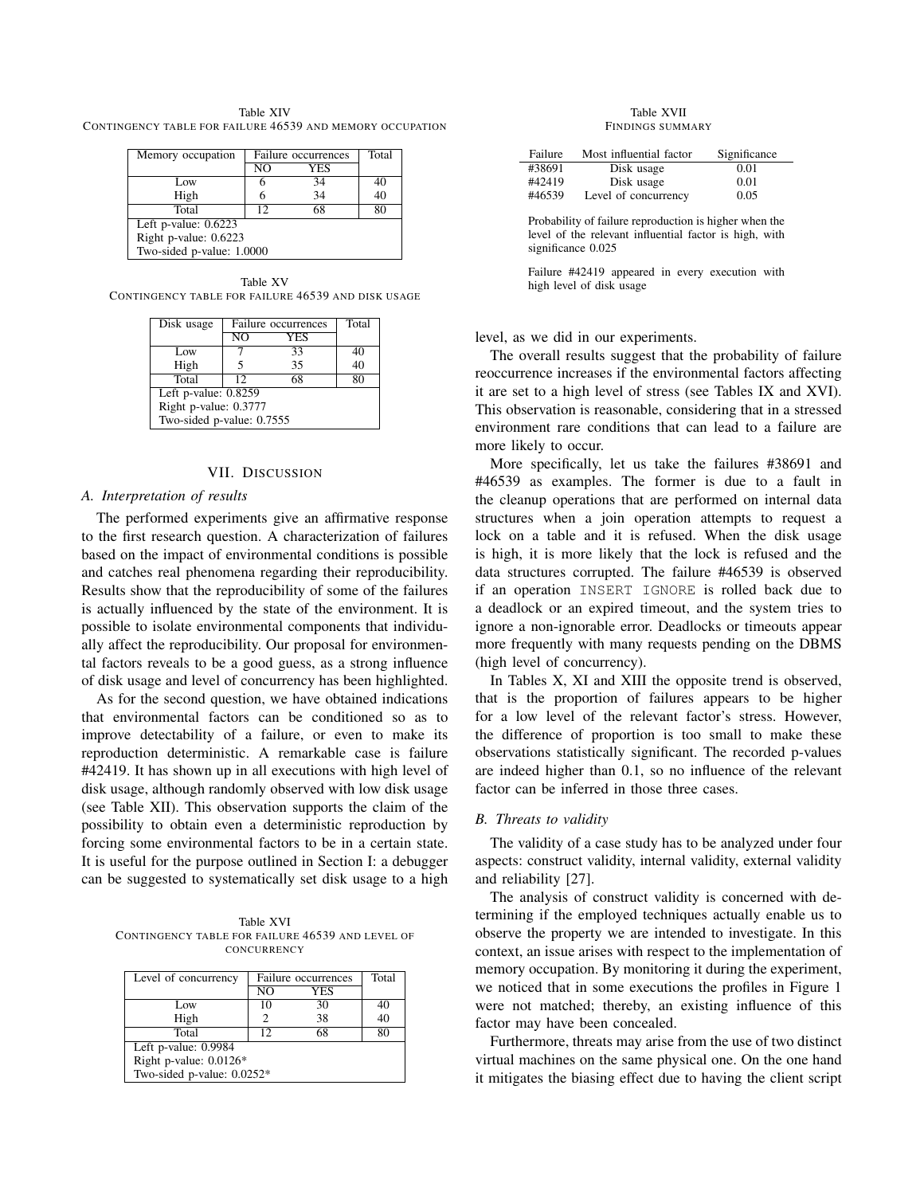Table XIV
CONTINGENCY TABLE FOR FAILURE 46539 AND MEMORY OCCUPATION

| Memory occupation | Failure occurrences | | Total |
|---|---|---|---|
| | NO | YES | |
| Low | 6 | 34 | 40 |
| High | 6 | 34 | 40 |
| Total | 12 | 68 | 80 |
| Left p-value: 0.6223 | | | |
| Right p-value: 0.6223 | | | |
| Two-sided p-value: 1.0000 | | | |

Table XV
CONTINGENCY TABLE FOR FAILURE 46539 AND DISK USAGE

| Disk usage | Failure occurrences | | Total |
|---|---|---|---|
| | NO | YES | |
| Low | 7 | 33 | 40 |
| High | 5 | 35 | 40 |
| Total | 12 | 68 | 80 |
| Left p-value: 0.8259 | | | |
| Right p-value: 0.3777 | | | |
| Two-sided p-value: 0.7555 | | | |

## VII. DISCUSSION

### A. Interpretation of results

The performed experiments give an affirmative response to the first research question. A characterization of failures based on the impact of environmental conditions is possible and catches real phenomena regarding their reproducibility. Results show that the reproducibility of some of the failures is actually influenced by the state of the environment. It is possible to isolate environmental components that individually affect the reproducibility. Our proposal for environmental factors reveals to be a good guess, as a strong influence of disk usage and level of concurrency has been highlighted.

As for the second question, we have obtained indications that environmental factors can be conditioned so as to improve detectability of a failure, or even to make its reproduction deterministic. A remarkable case is failure #42419. It has shown up in all executions with high level of disk usage, although randomly observed with low disk usage (see Table XII). This observation supports the claim of the possibility to obtain even a deterministic reproduction by forcing some environmental factors to be in a certain state. It is useful for the purpose outlined in Section I: a debugger can be suggested to systematically set disk usage to a high level, as we did in our experiments.

Table XVI
CONTINGENCY TABLE FOR FAILURE 46539 AND LEVEL OF CONCURRENCY

| Level of concurrency | Failure occurrences | | Total |
|---|---|---|---|
| | NO | YES | |
| Low | 10 | 30 | 40 |
| High | 2 | 38 | 40 |
| Total | 12 | 68 | 80 |
| Left p-value: 0.9984 | | | |
| Right p-value: 0.0126* | | | |
| Two-sided p-value: 0.0252* | | | |

Table XVII
FINDINGS SUMMARY

| Failure | Most influential factor | Significance |
|---|---|---|
| #38691 | Disk usage | 0.01 |
| #42419 | Disk usage | 0.01 |
| #46539 | Level of concurrency | 0.05 |

Probability of failure reproduction is higher when the level of the relevant influential factor is high, with significance 0.025

Failure #42419 appeared in every execution with high level of disk usage

The overall results suggest that the probability of failure reoccurrence increases if the environmental factors affecting it are set to a high level of stress (see Tables IX and XVI). This observation is reasonable, considering that in a stressed environment rare conditions that can lead to a failure are more likely to occur.

More specifically, let us take the failures #38691 and #46539 as examples. The former is due to a fault in the cleanup operations that are performed on internal data structures when a join operation attempts to request a lock on a table and it is refused. When the disk usage is high, it is more likely that the lock is refused and the data structures corrupted. The failure #46539 is observed if an operation `INSERT IGNORE` is rolled back due to a deadlock or an expired timeout, and the system tries to ignore a non-ignorable error. Deadlocks or timeouts appear more frequently with many requests pending on the DBMS (high level of concurrency).

In Tables X, XI and XIII the opposite trend is observed, that is the proportion of failures appears to be higher for a low level of the relevant factor's stress. However, the difference of proportion is too small to make these observations statistically significant. The recorded p-values are indeed higher than 0.1, so no influence of the relevant factor can be inferred in those three cases.

### B. Threats to validity

The validity of a case study has to be analyzed under four aspects: construct validity, internal validity, external validity and reliability [27].

The analysis of construct validity is concerned with determining if the employed techniques actually enable us to observe the property we are intended to investigate. In this context, an issue arises with respect to the implementation of memory occupation. By monitoring it during the experiment, we noticed that in some executions the profiles in Figure 1 were not matched; thereby, an existing influence of this factor may have been concealed.

Furthermore, threats may arise from the use of two distinct virtual machines on the same physical one. On the one hand it mitigates the biasing effect due to having the client script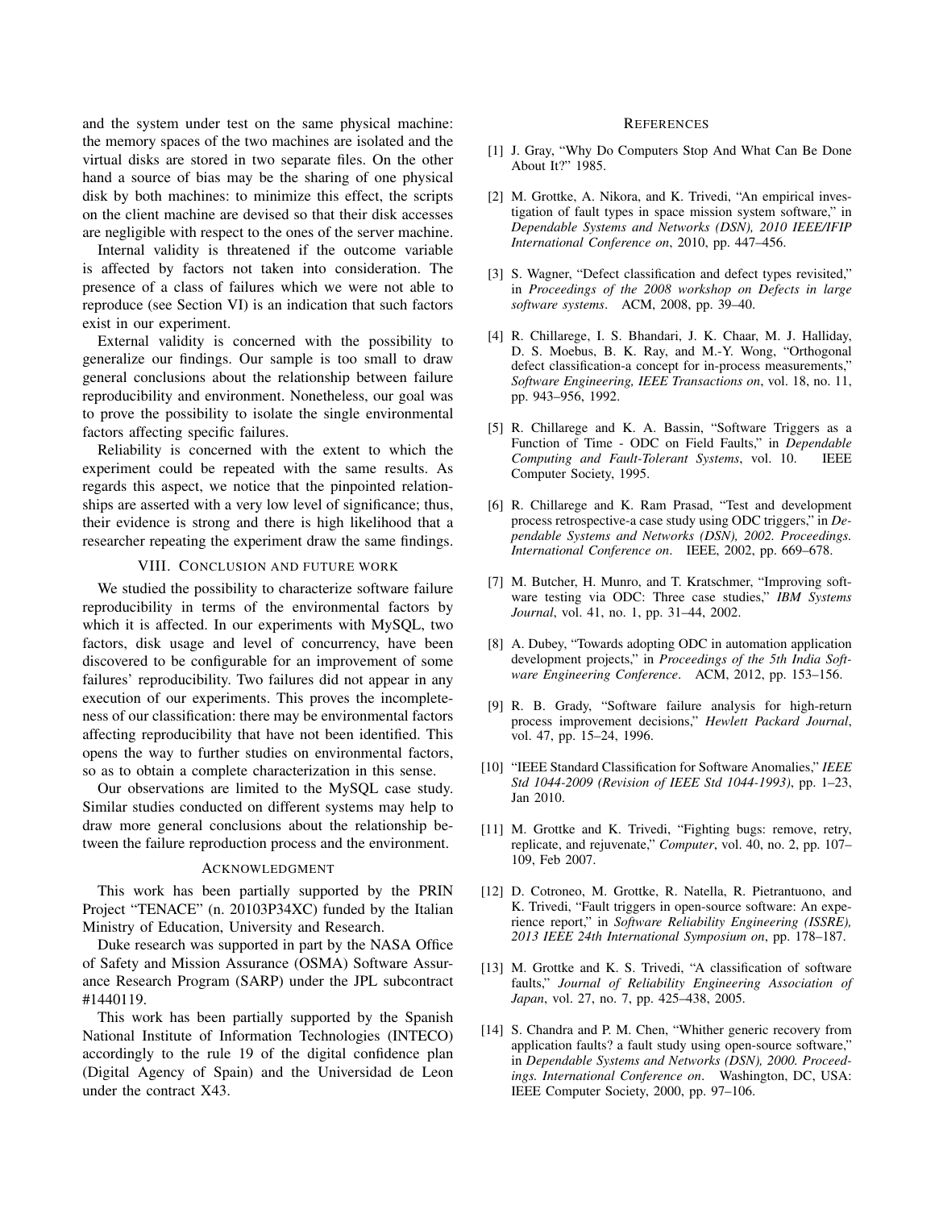and the system under test on the same physical machine: the memory spaces of the two machines are isolated and the virtual disks are stored in two separate files. On the other hand a source of bias may be the sharing of one physical disk by both machines: to minimize this effect, the scripts on the client machine are devised so that their disk accesses are negligible with respect to the ones of the server machine.

Internal validity is threatened if the outcome variable is affected by factors not taken into consideration. The presence of a class of failures which we were not able to reproduce (see Section VI) is an indication that such factors exist in our experiment.

External validity is concerned with the possibility to generalize our findings. Our sample is too small to draw general conclusions about the relationship between failure reproducibility and environment. Nonetheless, our goal was to prove the possibility to isolate the single environmental factors affecting specific failures.

Reliability is concerned with the extent to which the experiment could be repeated with the same results. As regards this aspect, we notice that the pinpointed relationships are asserted with a very low level of significance; thus, their evidence is strong and there is high likelihood that a researcher repeating the experiment draw the same findings.

## VIII. Conclusion and future work

We studied the possibility to characterize software failure reproducibility in terms of the environmental factors by which it is affected. In our experiments with MySQL, two factors, disk usage and level of concurrency, have been discovered to be configurable for an improvement of some failures' reproducibility. Two failures did not appear in any execution of our experiments. This proves the incompleteness of our classification: there may be environmental factors affecting reproducibility that have not been identified. This opens the way to further studies on environmental factors, so as to obtain a complete characterization in this sense.

Our observations are limited to the MySQL case study. Similar studies conducted on different systems may help to draw more general conclusions about the relationship between the failure reproduction process and the environment.

## Acknowledgment

This work has been partially supported by the PRIN Project "TENACE" (n. 20103P34XC) funded by the Italian Ministry of Education, University and Research.

Duke research was supported in part by the NASA Office of Safety and Mission Assurance (OSMA) Software Assurance Research Program (SARP) under the JPL subcontract #1440119.

This work has been partially supported by the Spanish National Institute of Information Technologies (INTECO) accordingly to the rule 19 of the digital confidence plan (Digital Agency of Spain) and the Universidad de Leon under the contract X43.

## References

[1] J. Gray, "Why Do Computers Stop And What Can Be Done About It?" 1985.

[2] M. Grottke, A. Nikora, and K. Trivedi, "An empirical investigation of fault types in space mission system software," in *Dependable Systems and Networks (DSN), 2010 IEEE/IFIP International Conference on*, 2010, pp. 447–456.

[3] S. Wagner, "Defect classification and defect types revisited," in *Proceedings of the 2008 workshop on Defects in large software systems*. ACM, 2008, pp. 39–40.

[4] R. Chillarege, I. S. Bhandari, J. K. Chaar, M. J. Halliday, D. S. Moebus, B. K. Ray, and M.-Y. Wong, "Orthogonal defect classification-a concept for in-process measurements," *Software Engineering, IEEE Transactions on*, vol. 18, no. 11, pp. 943–956, 1992.

[5] R. Chillarege and K. A. Bassin, "Software Triggers as a Function of Time - ODC on Field Faults," in *Dependable Computing and Fault-Tolerant Systems*, vol. 10. IEEE Computer Society, 1995.

[6] R. Chillarege and K. Ram Prasad, "Test and development process retrospective-a case study using ODC triggers," in *Dependable Systems and Networks (DSN), 2002. Proceedings. International Conference on*. IEEE, 2002, pp. 669–678.

[7] M. Butcher, H. Munro, and T. Kratschmer, "Improving software testing via ODC: Three case studies," *IBM Systems Journal*, vol. 41, no. 1, pp. 31–44, 2002.

[8] A. Dubey, "Towards adopting ODC in automation application development projects," in *Proceedings of the 5th India Software Engineering Conference*. ACM, 2012, pp. 153–156.

[9] R. B. Grady, "Software failure analysis for high-return process improvement decisions," *Hewlett Packard Journal*, vol. 47, pp. 15–24, 1996.

[10] "IEEE Standard Classification for Software Anomalies," *IEEE Std 1044-2009 (Revision of IEEE Std 1044-1993)*, pp. 1–23, Jan 2010.

[11] M. Grottke and K. Trivedi, "Fighting bugs: remove, retry, replicate, and rejuvenate," *Computer*, vol. 40, no. 2, pp. 107–109, Feb 2007.

[12] D. Cotroneo, M. Grottke, R. Natella, R. Pietrantuono, and K. Trivedi, "Fault triggers in open-source software: An experience report," in *Software Reliability Engineering (ISSRE), 2013 IEEE 24th International Symposium on*, pp. 178–187.

[13] M. Grottke and K. S. Trivedi, "A classification of software faults," *Journal of Reliability Engineering Association of Japan*, vol. 27, no. 7, pp. 425–438, 2005.

[14] S. Chandra and P. M. Chen, "Whither generic recovery from application faults? a fault study using open-source software," in *Dependable Systems and Networks (DSN), 2000. Proceedings. International Conference on*. Washington, DC, USA: IEEE Computer Society, 2000, pp. 97–106.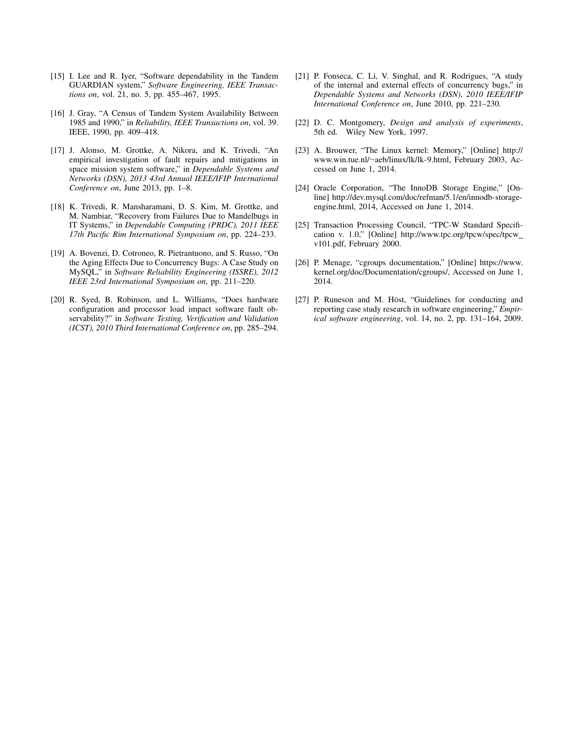[15] I. Lee and R. Iyer, "Software dependability in the Tandem GUARDIAN system," *Software Engineering, IEEE Transactions on*, vol. 21, no. 5, pp. 455–467, 1995.

[16] J. Gray, "A Census of Tandem System Availability Between 1985 and 1990," in *Reliability, IEEE Transactions on*, vol. 39. IEEE, 1990, pp. 409–418.

[17] J. Alonso, M. Grottke, A. Nikora, and K. Trivedi, "An empirical investigation of fault repairs and mitigations in space mission system software," in *Dependable Systems and Networks (DSN), 2013 43rd Annual IEEE/IFIP International Conference on*, June 2013, pp. 1–8.

[18] K. Trivedi, R. Mansharamani, D. S. Kim, M. Grottke, and M. Nambiar, "Recovery from Failures Due to Mandelbugs in IT Systems," in *Dependable Computing (PRDC), 2011 IEEE 17th Pacific Rim International Symposium on*, pp. 224–233.

[19] A. Bovenzi, D. Cotroneo, R. Pietrantuono, and S. Russo, "On the Aging Effects Due to Concurrency Bugs: A Case Study on MySQL," in *Software Reliability Engineering (ISSRE), 2012 IEEE 23rd International Symposium on*, pp. 211–220.

[20] R. Syed, B. Robinson, and L. Williams, "Does hardware configuration and processor load impact software fault observability?" in *Software Testing, Verification and Validation (ICST), 2010 Third International Conference on*, pp. 285–294.

[21] P. Fonseca, C. Li, V. Singhal, and R. Rodrigues, "A study of the internal and external effects of concurrency bugs," in *Dependable Systems and Networks (DSN), 2010 IEEE/IFIP International Conference on*, June 2010, pp. 221–230.

[22] D. C. Montgomery, *Design and analysis of experiments*, 5th ed. Wiley New York, 1997.

[23] A. Brouwer, "The Linux kernel: Memory," [Online] http://www.win.tue.nl/~aeb/linux/lk/lk-9.html, February 2003, Accessed on June 1, 2014.

[24] Oracle Corporation, "The InnoDB Storage Engine," [Online] http://dev.mysql.com/doc/refman/5.1/en/innodb-storage-engine.html, 2014, Accessed on June 1, 2014.

[25] Transaction Processing Council, "TPC-W Standard Specification v. 1.0," [Online] http://www.tpc.org/tpcw/spec/tpcw_v101.pdf, February 2000.

[26] P. Menage, "cgroups documentation," [Online] https://www.kernel.org/doc/Documentation/cgroups/, Accessed on June 1, 2014.

[27] P. Runeson and M. Höst, "Guidelines for conducting and reporting case study research in software engineering," *Empirical software engineering*, vol. 14, no. 2, pp. 131–164, 2009.